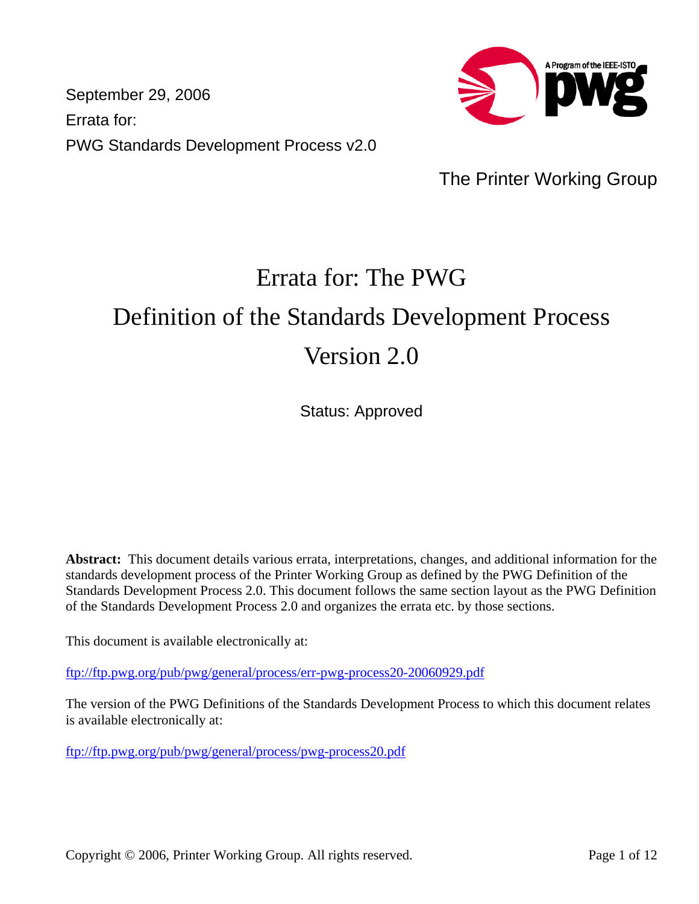September 29, 2006

Errata for:

PWG Standards Development Process v2.0

The Printer Working Group

# Errata for: The PWG Definition of the Standards Development Process Version 2.0

Status: Approved

**Abstract:** This document details various errata, interpretations, changes, and additional information for the standards development process of the Printer Working Group as defined by the PWG Definition of the Standards Development Process 2.0. This document follows the same section layout as the PWG Definition of the Standards Development Process 2.0 and organizes the errata etc. by those sections.

This document is available electronically at:

ftp://ftp.pwg.org/pub/pwg/general/process/err-pwg-process20-20060929.pdf

The version of the PWG Definitions of the Standards Development Process to which this document relates is available electronically at:

ftp://ftp.pwg.org/pub/pwg/general/process/pwg-process20.pdf

Copyright © 2006, Printer Working Group. All rights reserved.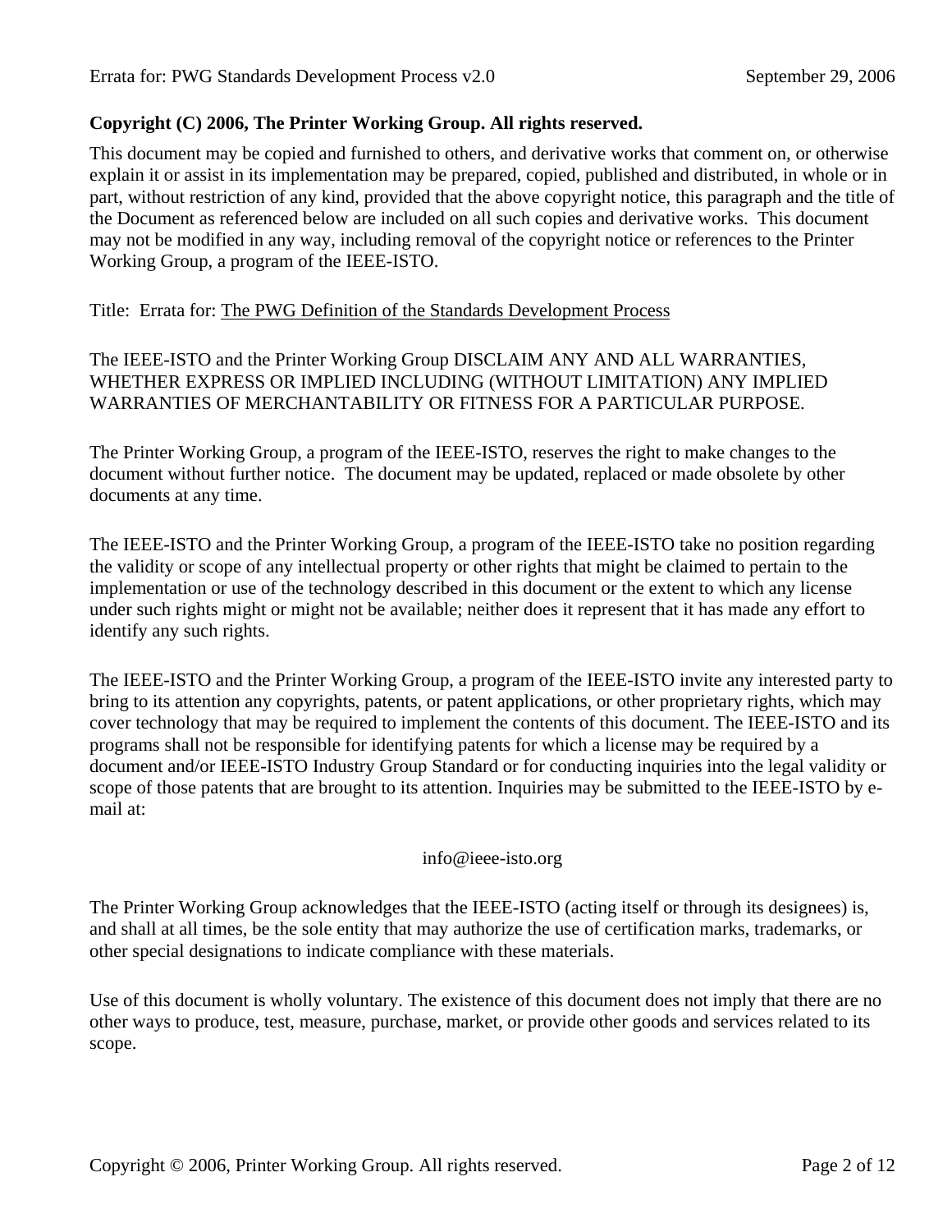**Copyright (C) 2006, The Printer Working Group. All rights reserved.**

This document may be copied and furnished to others, and derivative works that comment on, or otherwise explain it or assist in its implementation may be prepared, copied, published and distributed, in whole or in part, without restriction of any kind, provided that the above copyright notice, this paragraph and the title of the Document as referenced below are included on all such copies and derivative works. This document may not be modified in any way, including removal of the copyright notice or references to the Printer Working Group, a program of the IEEE-ISTO.

Title: Errata for: The PWG Definition of the Standards Development Process

The IEEE-ISTO and the Printer Working Group DISCLAIM ANY AND ALL WARRANTIES, WHETHER EXPRESS OR IMPLIED INCLUDING (WITHOUT LIMITATION) ANY IMPLIED WARRANTIES OF MERCHANTABILITY OR FITNESS FOR A PARTICULAR PURPOSE.

The Printer Working Group, a program of the IEEE-ISTO, reserves the right to make changes to the document without further notice. The document may be updated, replaced or made obsolete by other documents at any time.

The IEEE-ISTO and the Printer Working Group, a program of the IEEE-ISTO take no position regarding the validity or scope of any intellectual property or other rights that might be claimed to pertain to the implementation or use of the technology described in this document or the extent to which any license under such rights might or might not be available; neither does it represent that it has made any effort to identify any such rights.

The IEEE-ISTO and the Printer Working Group, a program of the IEEE-ISTO invite any interested party to bring to its attention any copyrights, patents, or patent applications, or other proprietary rights, which may cover technology that may be required to implement the contents of this document. The IEEE-ISTO and its programs shall not be responsible for identifying patents for which a license may be required by a document and/or IEEE-ISTO Industry Group Standard or for conducting inquiries into the legal validity or scope of those patents that are brought to its attention. Inquiries may be submitted to the IEEE-ISTO by e-mail at:

info@ieee-isto.org

The Printer Working Group acknowledges that the IEEE-ISTO (acting itself or through its designees) is, and shall at all times, be the sole entity that may authorize the use of certification marks, trademarks, or other special designations to indicate compliance with these materials.

Use of this document is wholly voluntary. The existence of this document does not imply that there are no other ways to produce, test, measure, purchase, market, or provide other goods and services related to its scope.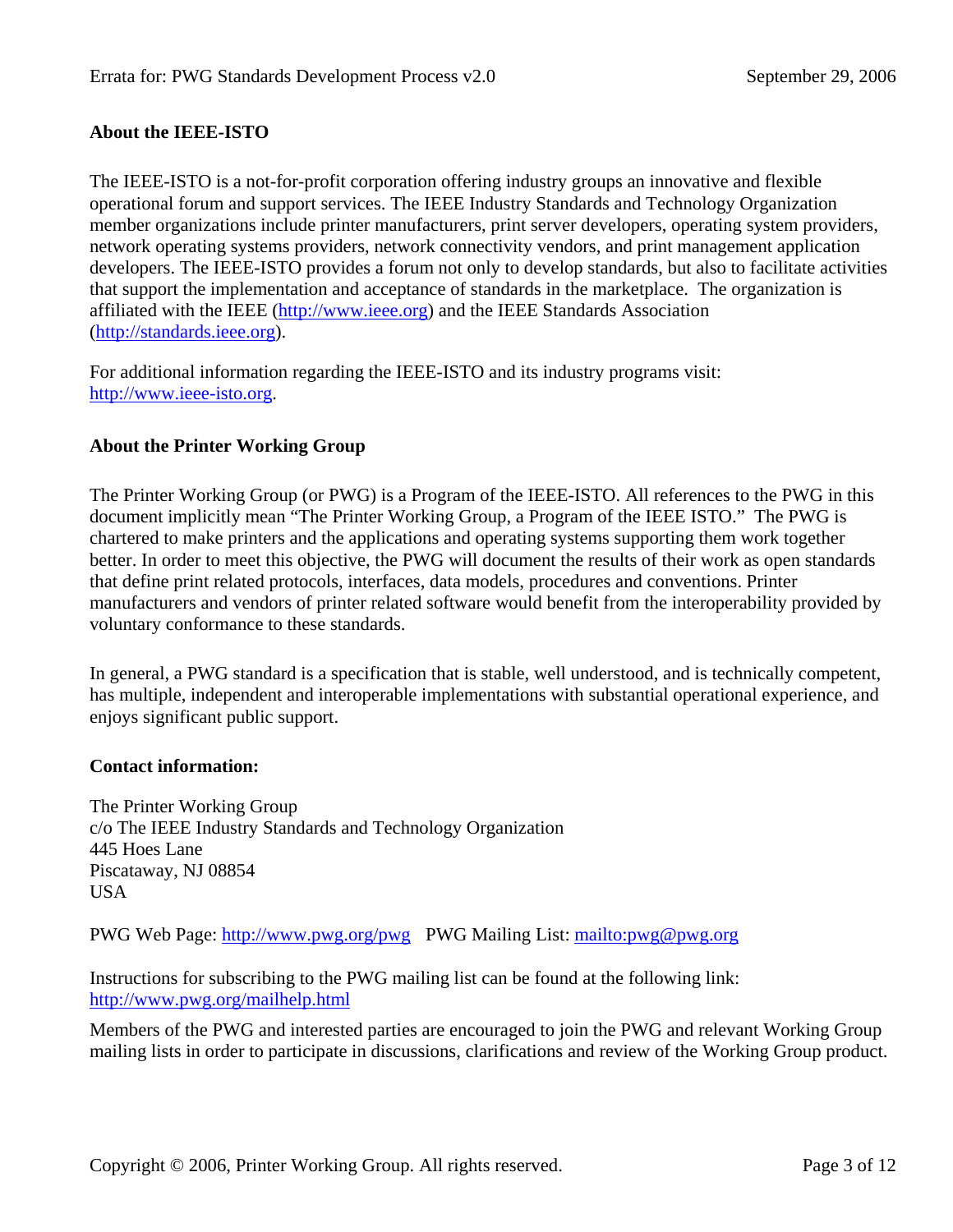**About the IEEE-ISTO**

The IEEE-ISTO is a not-for-profit corporation offering industry groups an innovative and flexible operational forum and support services. The IEEE Industry Standards and Technology Organization member organizations include printer manufacturers, print server developers, operating system providers, network operating systems providers, network connectivity vendors, and print management application developers. The IEEE-ISTO provides a forum not only to develop standards, but also to facilitate activities that support the implementation and acceptance of standards in the marketplace. The organization is affiliated with the IEEE (http://www.ieee.org) and the IEEE Standards Association (http://standards.ieee.org).

For additional information regarding the IEEE-ISTO and its industry programs visit: http://www.ieee-isto.org.

**About the Printer Working Group**

The Printer Working Group (or PWG) is a Program of the IEEE-ISTO. All references to the PWG in this document implicitly mean "The Printer Working Group, a Program of the IEEE ISTO." The PWG is chartered to make printers and the applications and operating systems supporting them work together better. In order to meet this objective, the PWG will document the results of their work as open standards that define print related protocols, interfaces, data models, procedures and conventions. Printer manufacturers and vendors of printer related software would benefit from the interoperability provided by voluntary conformance to these standards.

In general, a PWG standard is a specification that is stable, well understood, and is technically competent, has multiple, independent and interoperable implementations with substantial operational experience, and enjoys significant public support.

**Contact information:**

The Printer Working Group
c/o The IEEE Industry Standards and Technology Organization
445 Hoes Lane
Piscataway, NJ 08854
USA

PWG Web Page: http://www.pwg.org/pwg PWG Mailing List: mailto:pwg@pwg.org

Instructions for subscribing to the PWG mailing list can be found at the following link: http://www.pwg.org/mailhelp.html

Members of the PWG and interested parties are encouraged to join the PWG and relevant Working Group mailing lists in order to participate in discussions, clarifications and review of the Working Group product.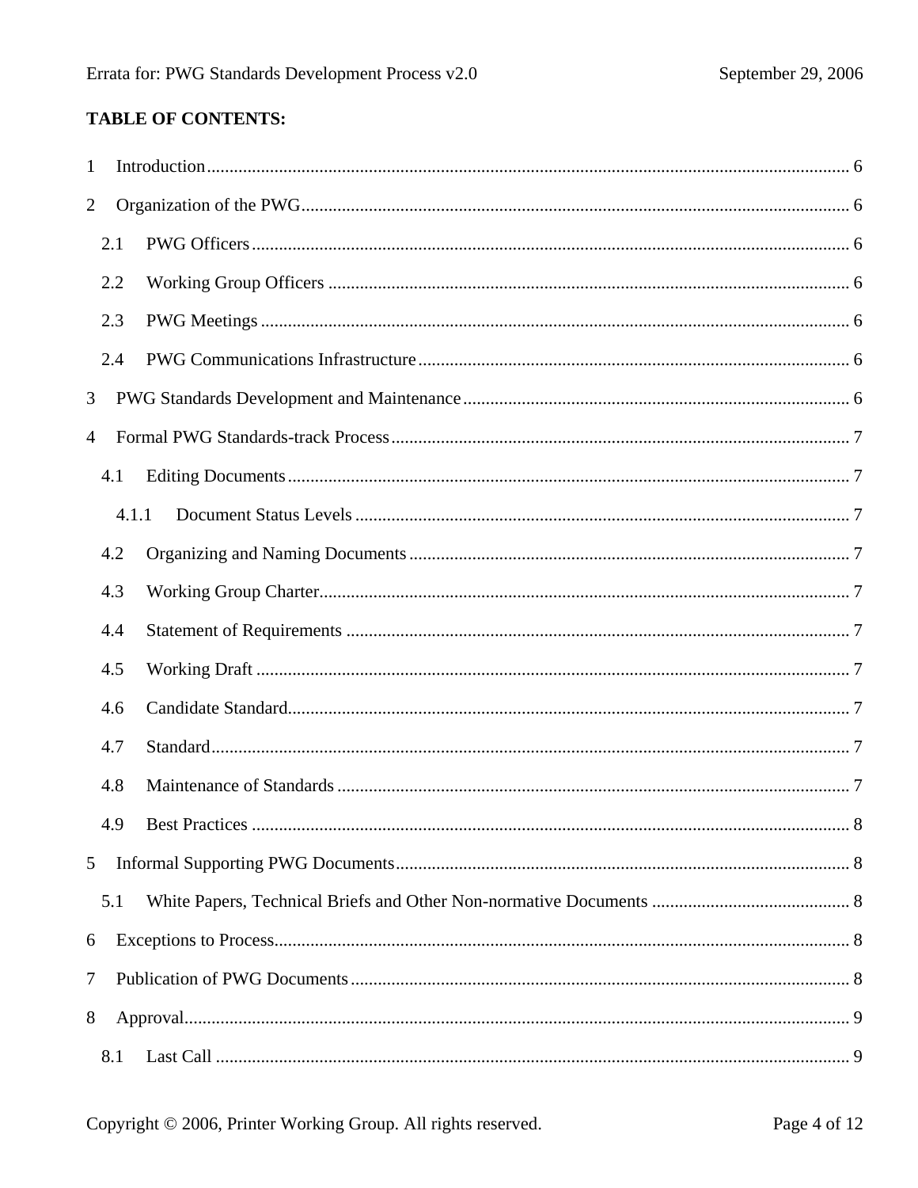**TABLE OF CONTENTS:**

1 Introduction ... 6

2 Organization of the PWG ... 6

 2.1 PWG Officers ... 6

 2.2 Working Group Officers ... 6

 2.3 PWG Meetings ... 6

 2.4 PWG Communications Infrastructure ... 6

3 PWG Standards Development and Maintenance ... 6

4 Formal PWG Standards-track Process ... 7

 4.1 Editing Documents ... 7

  4.1.1 Document Status Levels ... 7

 4.2 Organizing and Naming Documents ... 7

 4.3 Working Group Charter ... 7

 4.4 Statement of Requirements ... 7

 4.5 Working Draft ... 7

 4.6 Candidate Standard ... 7

 4.7 Standard ... 7

 4.8 Maintenance of Standards ... 7

 4.9 Best Practices ... 8

5 Informal Supporting PWG Documents ... 8

 5.1 White Papers, Technical Briefs and Other Non-normative Documents ... 8

6 Exceptions to Process ... 8

7 Publication of PWG Documents ... 8

8 Approval ... 9

 8.1 Last Call ... 9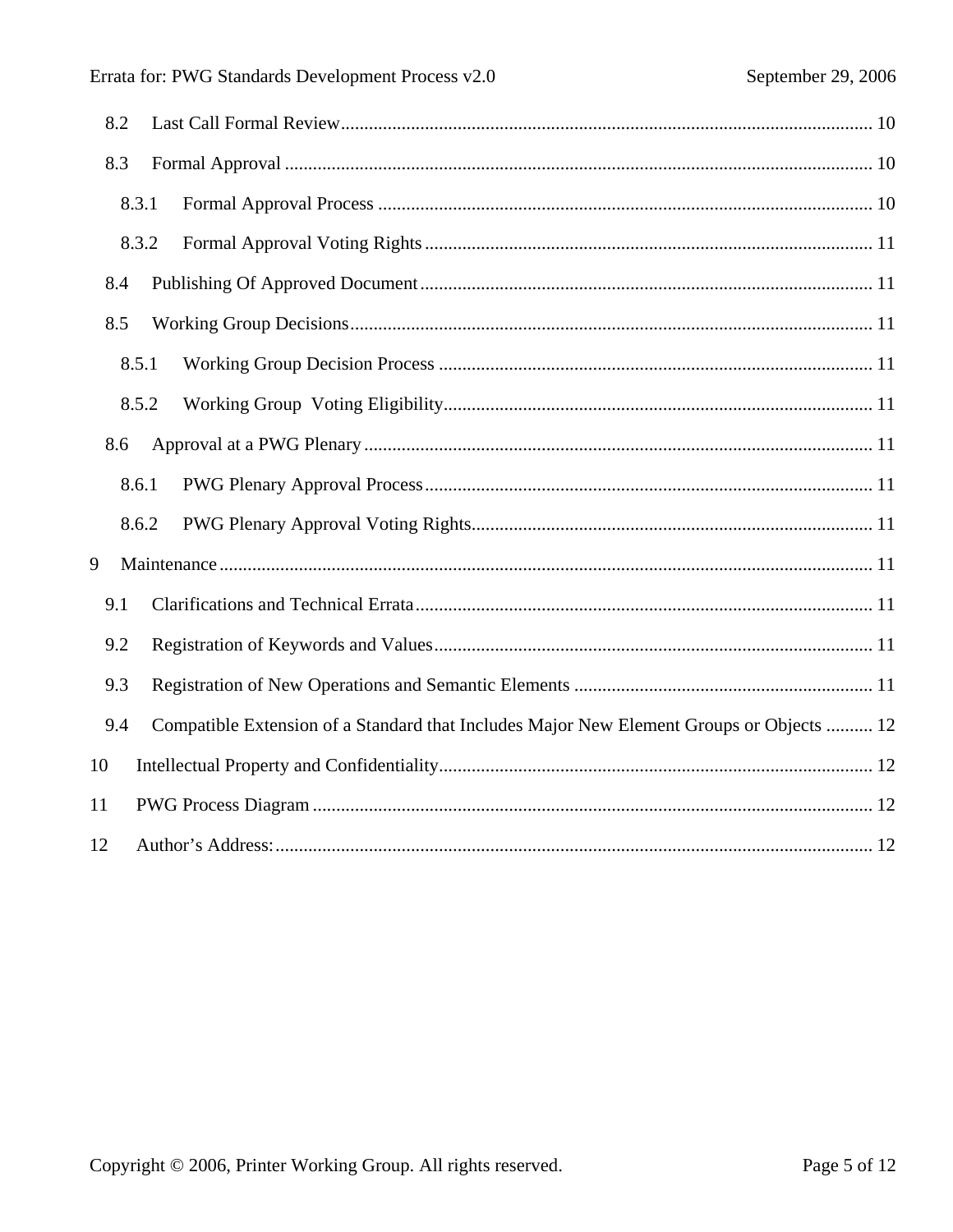8.2 Last Call Formal Review ... 10

8.3 Formal Approval ... 10

8.3.1 Formal Approval Process ... 10

8.3.2 Formal Approval Voting Rights ... 11

8.4 Publishing Of Approved Document ... 11

8.5 Working Group Decisions ... 11

8.5.1 Working Group Decision Process ... 11

8.5.2 Working Group Voting Eligibility ... 11

8.6 Approval at a PWG Plenary ... 11

8.6.1 PWG Plenary Approval Process ... 11

8.6.2 PWG Plenary Approval Voting Rights ... 11

9 Maintenance ... 11

9.1 Clarifications and Technical Errata ... 11

9.2 Registration of Keywords and Values ... 11

9.3 Registration of New Operations and Semantic Elements ... 11

9.4 Compatible Extension of a Standard that Includes Major New Element Groups or Objects ... 12

10 Intellectual Property and Confidentiality ... 12

11 PWG Process Diagram ... 12

12 Author's Address: ... 12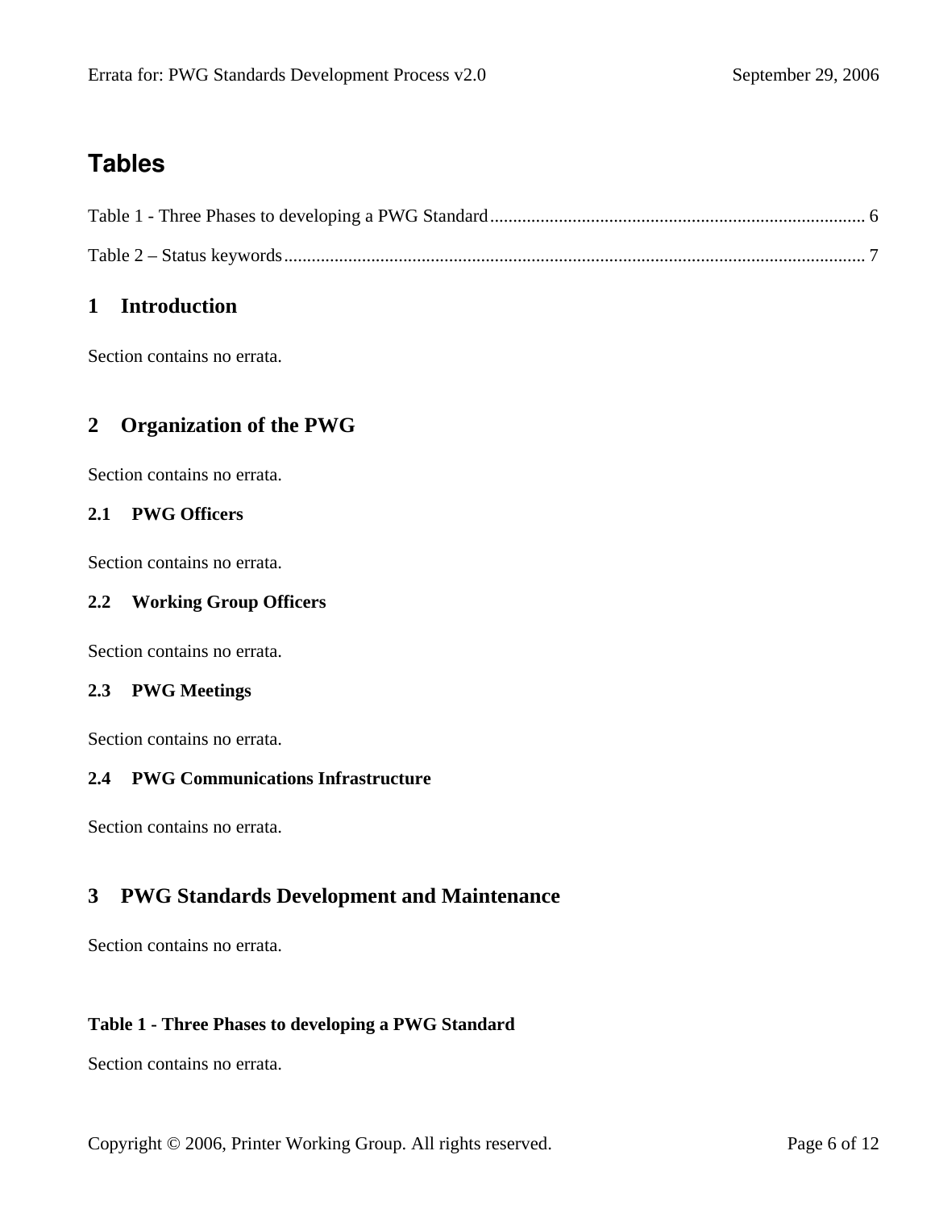## Tables

Table 1 - Three Phases to developing a PWG Standard ........................................................................ 6

Table 2 – Status keywords ........................................................................................................................ 7

# 1 Introduction

Section contains no errata.

# 2 Organization of the PWG

Section contains no errata.

## 2.1 PWG Officers

Section contains no errata.

## 2.2 Working Group Officers

Section contains no errata.

## 2.3 PWG Meetings

Section contains no errata.

## 2.4 PWG Communications Infrastructure

Section contains no errata.

# 3 PWG Standards Development and Maintenance

Section contains no errata.

**Table 1 - Three Phases to developing a PWG Standard**

Section contains no errata.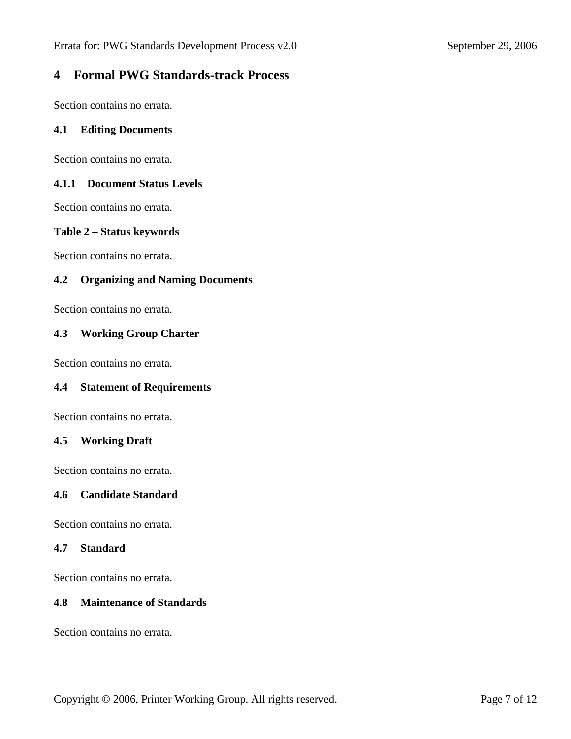# 4 Formal PWG Standards-track Process

Section contains no errata.

## 4.1 Editing Documents

Section contains no errata.

### 4.1.1 Document Status Levels

Section contains no errata.

**Table 2 – Status keywords**

Section contains no errata.

## 4.2 Organizing and Naming Documents

Section contains no errata.

## 4.3 Working Group Charter

Section contains no errata.

## 4.4 Statement of Requirements

Section contains no errata.

## 4.5 Working Draft

Section contains no errata.

## 4.6 Candidate Standard

Section contains no errata.

## 4.7 Standard

Section contains no errata.

## 4.8 Maintenance of Standards

Section contains no errata.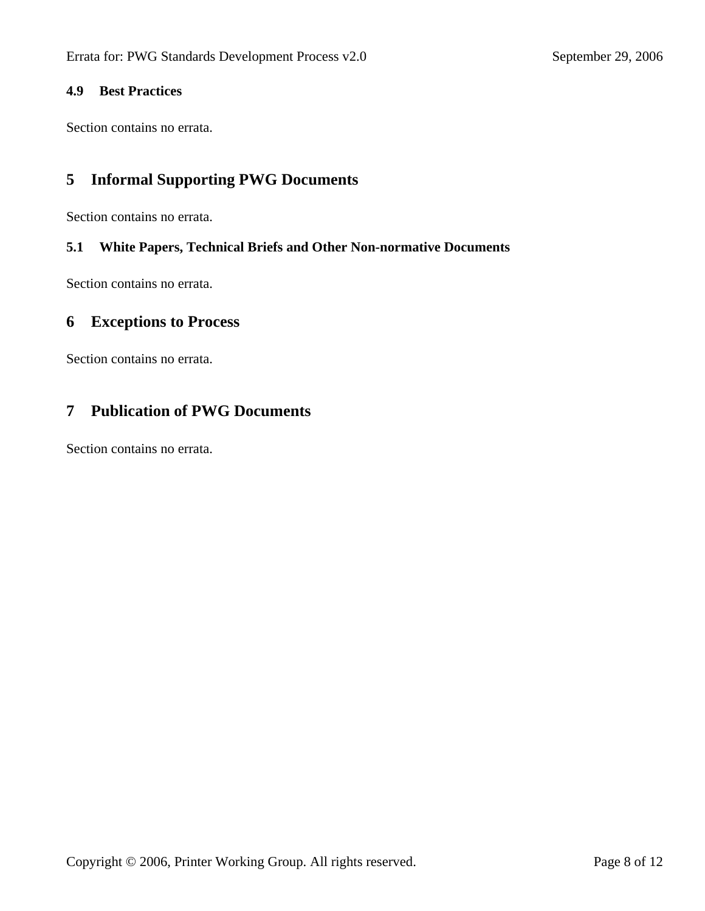### 4.9 Best Practices

Section contains no errata.

## 5 Informal Supporting PWG Documents

Section contains no errata.

### 5.1 White Papers, Technical Briefs and Other Non-normative Documents

Section contains no errata.

## 6 Exceptions to Process

Section contains no errata.

## 7 Publication of PWG Documents

Section contains no errata.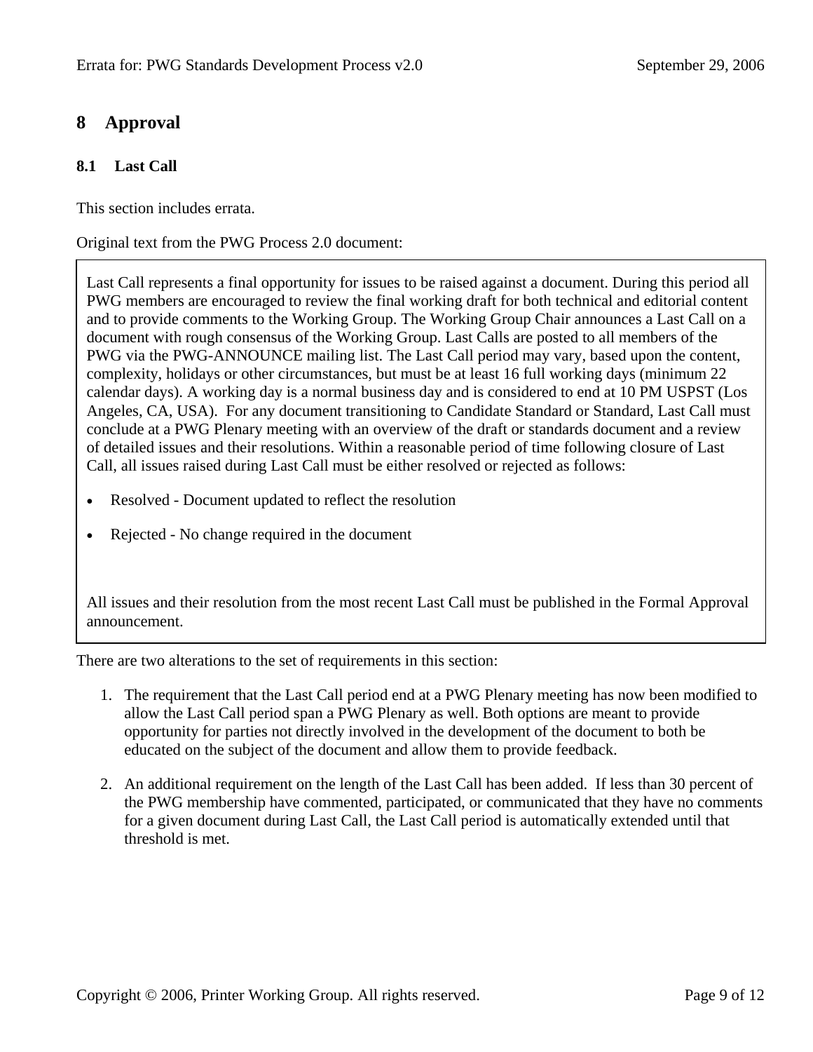# 8 Approval

## 8.1 Last Call

This section includes errata.

Original text from the PWG Process 2.0 document:

> Last Call represents a final opportunity for issues to be raised against a document. During this period all PWG members are encouraged to review the final working draft for both technical and editorial content and to provide comments to the Working Group. The Working Group Chair announces a Last Call on a document with rough consensus of the Working Group. Last Calls are posted to all members of the PWG via the PWG-ANNOUNCE mailing list. The Last Call period may vary, based upon the content, complexity, holidays or other circumstances, but must be at least 16 full working days (minimum 22 calendar days). A working day is a normal business day and is considered to end at 10 PM USPST (Los Angeles, CA, USA). For any document transitioning to Candidate Standard or Standard, Last Call must conclude at a PWG Plenary meeting with an overview of the draft or standards document and a review of detailed issues and their resolutions. Within a reasonable period of time following closure of Last Call, all issues raised during Last Call must be either resolved or rejected as follows:
>
> - Resolved - Document updated to reflect the resolution
> - Rejected - No change required in the document
>
> All issues and their resolution from the most recent Last Call must be published in the Formal Approval announcement.

There are two alterations to the set of requirements in this section:

1. The requirement that the Last Call period end at a PWG Plenary meeting has now been modified to allow the Last Call period span a PWG Plenary as well. Both options are meant to provide opportunity for parties not directly involved in the development of the document to both be educated on the subject of the document and allow them to provide feedback.
2. An additional requirement on the length of the Last Call has been added. If less than 30 percent of the PWG membership have commented, participated, or communicated that they have no comments for a given document during Last Call, the Last Call period is automatically extended until that threshold is met.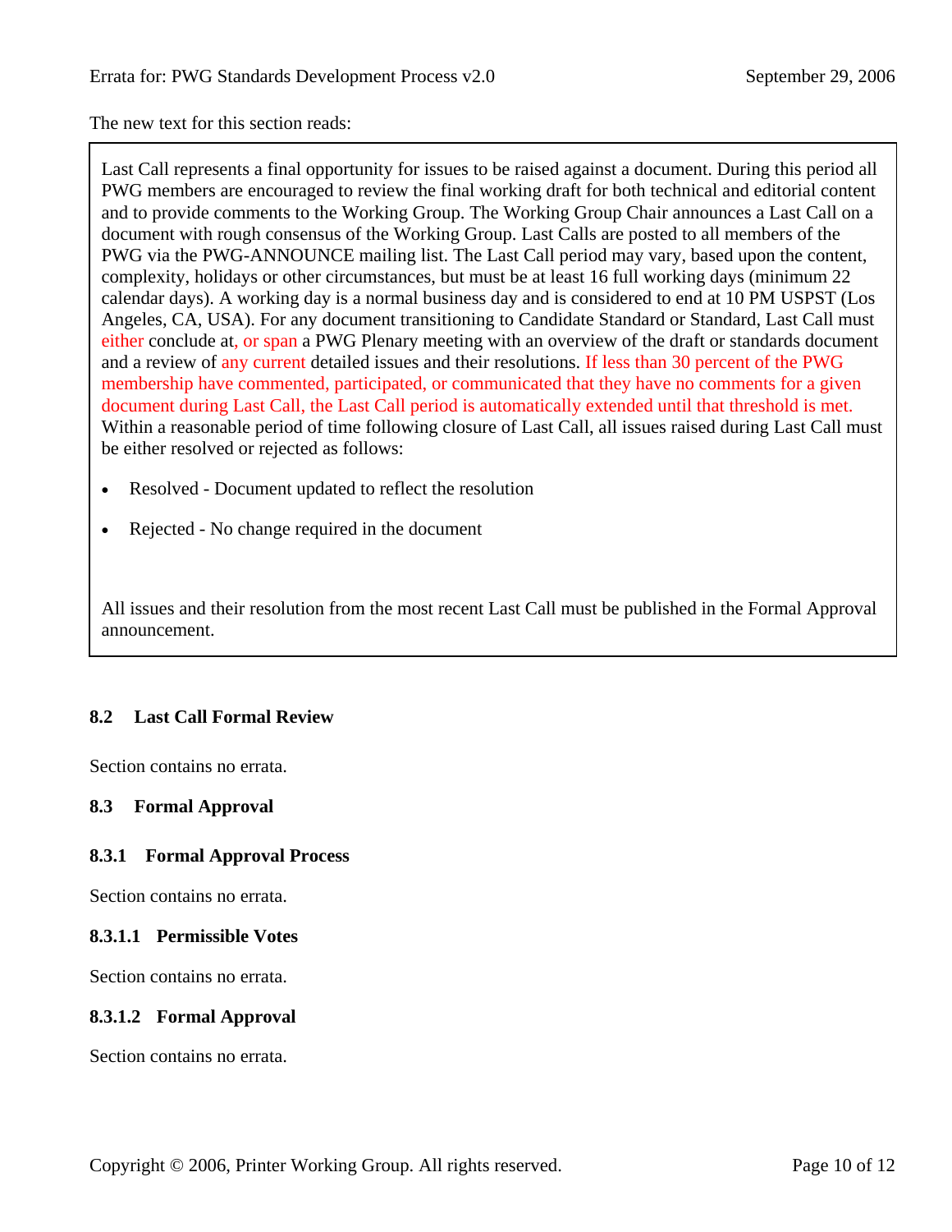The new text for this section reads:

> Last Call represents a final opportunity for issues to be raised against a document. During this period all PWG members are encouraged to review the final working draft for both technical and editorial content and to provide comments to the Working Group. The Working Group Chair announces a Last Call on a document with rough consensus of the Working Group. Last Calls are posted to all members of the PWG via the PWG-ANNOUNCE mailing list. The Last Call period may vary, based upon the content, complexity, holidays or other circumstances, but must be at least 16 full working days (minimum 22 calendar days). A working day is a normal business day and is considered to end at 10 PM USPST (Los Angeles, CA, USA). For any document transitioning to Candidate Standard or Standard, Last Call must either conclude at, or span a PWG Plenary meeting with an overview of the draft or standards document and a review of any current detailed issues and their resolutions. If less than 30 percent of the PWG membership have commented, participated, or communicated that they have no comments for a given document during Last Call, the Last Call period is automatically extended until that threshold is met. Within a reasonable period of time following closure of Last Call, all issues raised during Last Call must be either resolved or rejected as follows:
>
> - Resolved - Document updated to reflect the resolution
> - Rejected - No change required in the document
>
> All issues and their resolution from the most recent Last Call must be published in the Formal Approval announcement.

## 8.2 Last Call Formal Review

Section contains no errata.

## 8.3 Formal Approval

### 8.3.1 Formal Approval Process

Section contains no errata.

#### 8.3.1.1 Permissible Votes

Section contains no errata.

#### 8.3.1.2 Formal Approval

Section contains no errata.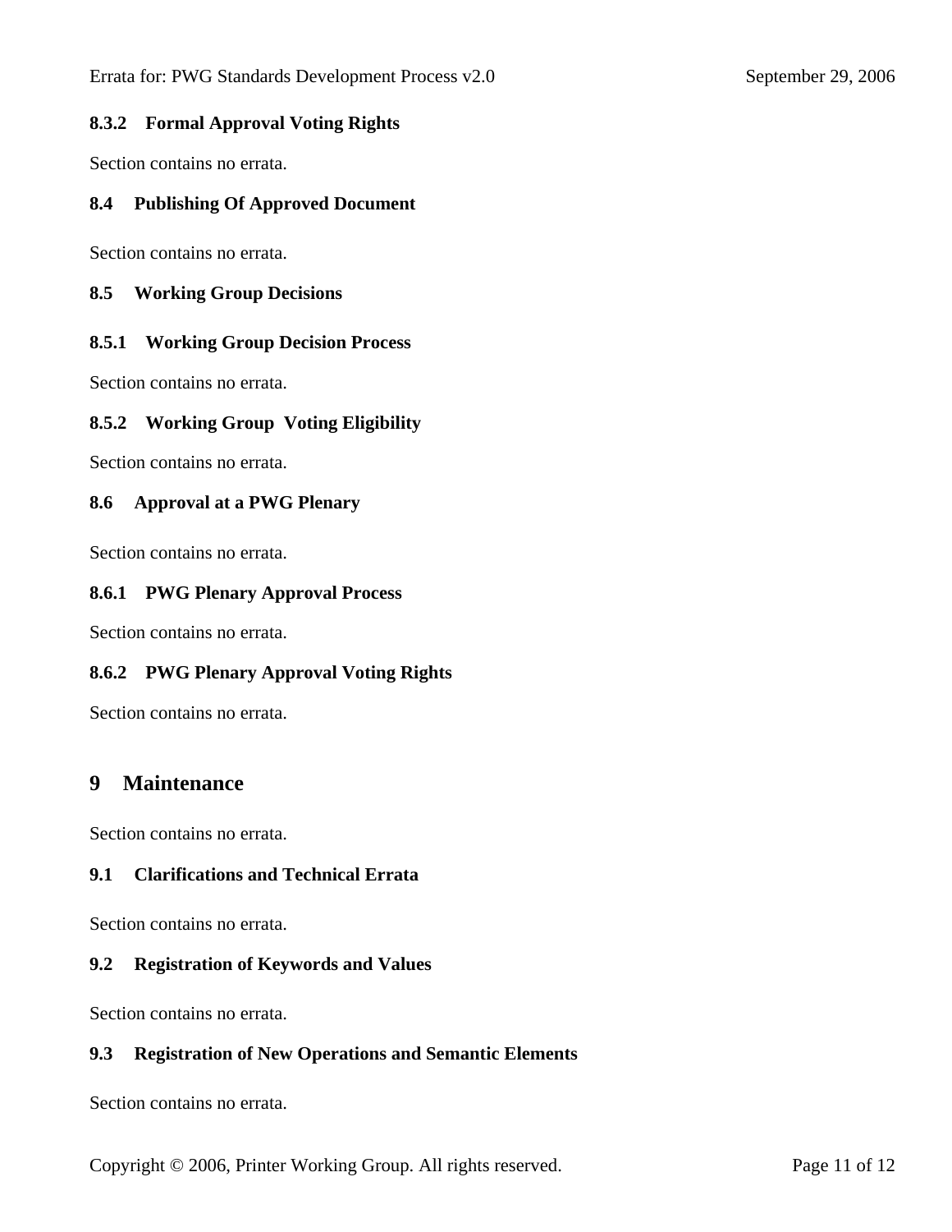### 8.3.2 Formal Approval Voting Rights

Section contains no errata.

### 8.4 Publishing Of Approved Document

Section contains no errata.

### 8.5 Working Group Decisions

#### 8.5.1 Working Group Decision Process

Section contains no errata.

#### 8.5.2 Working Group Voting Eligibility

Section contains no errata.

### 8.6 Approval at a PWG Plenary

Section contains no errata.

#### 8.6.1 PWG Plenary Approval Process

Section contains no errata.

#### 8.6.2 PWG Plenary Approval Voting Rights

Section contains no errata.

## 9 Maintenance

Section contains no errata.

### 9.1 Clarifications and Technical Errata

Section contains no errata.

### 9.2 Registration of Keywords and Values

Section contains no errata.

### 9.3 Registration of New Operations and Semantic Elements

Section contains no errata.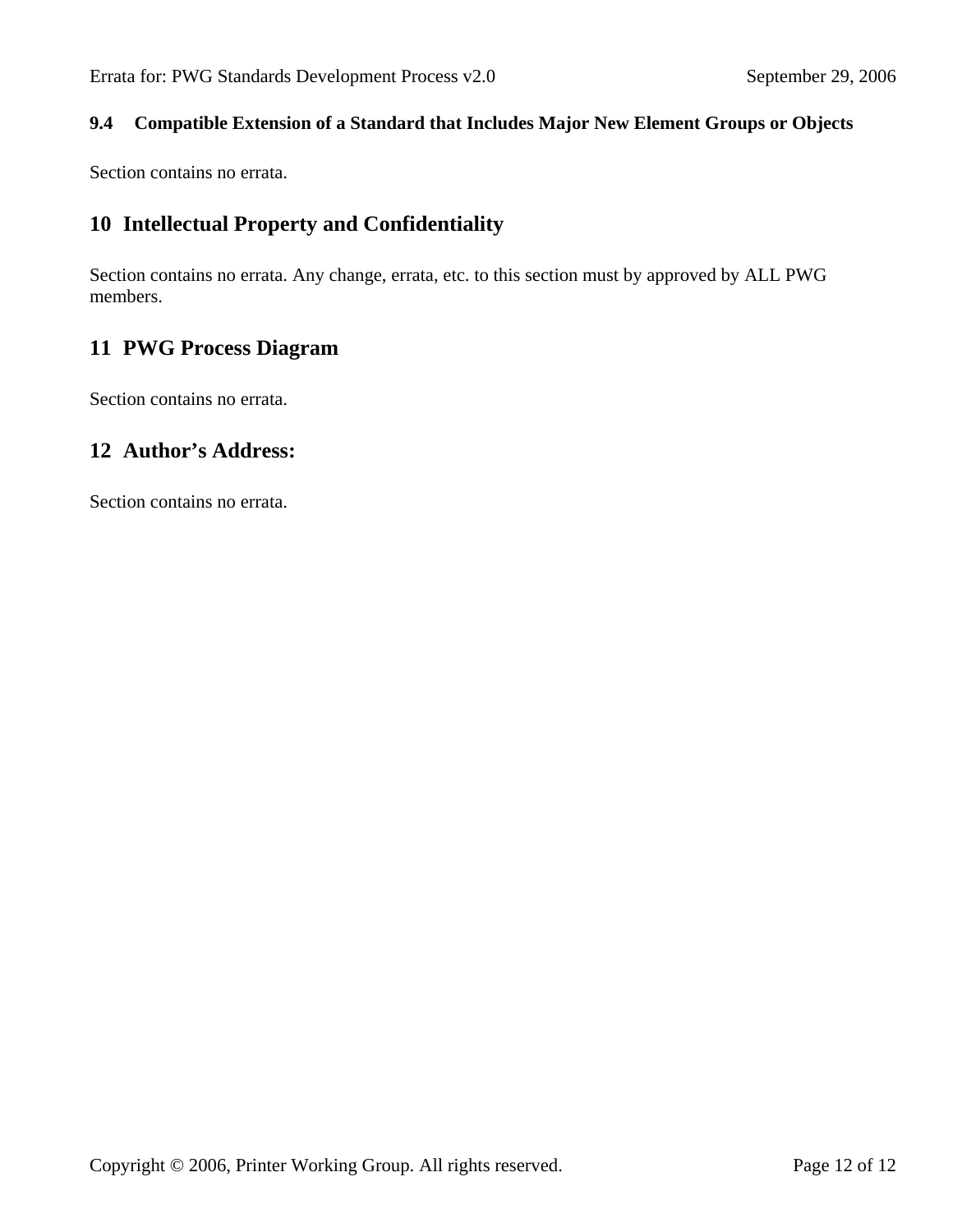### 9.4 Compatible Extension of a Standard that Includes Major New Element Groups or Objects

Section contains no errata.

## 10 Intellectual Property and Confidentiality

Section contains no errata. Any change, errata, etc. to this section must by approved by ALL PWG members.

## 11 PWG Process Diagram

Section contains no errata.

## 12 Author's Address:

Section contains no errata.